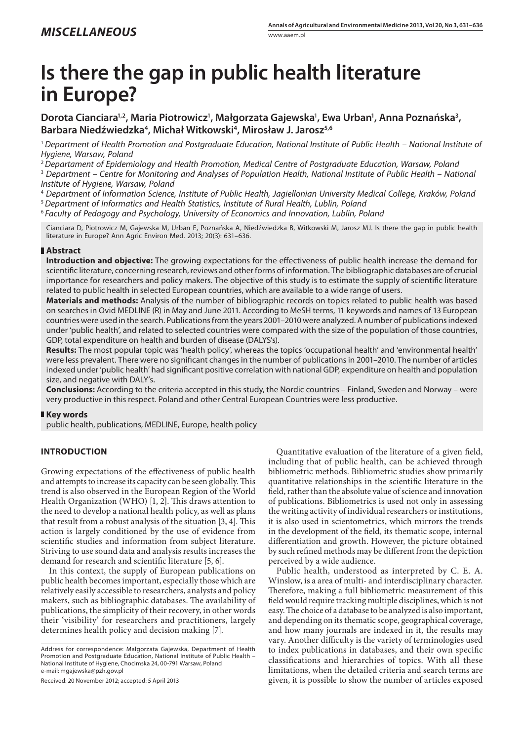*MISCELLANEOUS*

www.aaem.pl

# Is there the gap in public health literature in Europe?

**Dorota Cianciara[1,2], Maria Piotrowicz[1], Małgorzata Gajewska[1], Ewa Urban[1], Anna Poznańska[3], Barbara Niedźwiedzka[4], Michał Witkowski[4], Mirosław J. Jarosz[5,6]**

[1] *Department of Health Promotion and Postgraduate Education, National Institute of Public Health – National Institute of Hygiene, Warsaw, Poland*
[2] *Departament of Epidemiology and Health Promotion, Medical Centre of Postgraduate Education, Warsaw, Poland*
[3] *Department – Centre for Monitoring and Analyses of Population Health, National Institute of Public Health – National Institute of Hygiene, Warsaw, Poland*
[4] *Department of Information Science, Institute of Public Health, Jagiellonian University Medical College, Kraków, Poland*
[5] *Department of Informatics and Health Statistics, Institute of Rural Health, Lublin, Poland*
[6] *Faculty of Pedagogy and Psychology, University of Economics and Innovation, Lublin, Poland*

Cianciara D, Piotrowicz M, Gajewska M, Urban E, Poznańska A, Niedźwiedzka B, Witkowski M, Jarosz MJ. Is there the gap in public health literature in Europe? Ann Agric Environ Med. 2013; 20(3): 631–636.

## Abstract

**Introduction and objective:** The growing expectations for the effectiveness of public health increase the demand for scientific literature, concerning research, reviews and other forms of information. The bibliographic databases are of crucial importance for researchers and policy makers. The objective of this study is to estimate the supply of scientific literature related to public health in selected European countries, which are available to a wide range of users.

**Materials and methods:** Analysis of the number of bibliographic records on topics related to public health was based on searches in Ovid MEDLINE (R) in May and June 2011. According to MeSH terms, 11 keywords and names of 13 European countries were used in the search. Publications from the years 2001–2010 were analyzed. A number of publications indexed under 'public health', and related to selected countries were compared with the size of the population of those countries, GDP, total expenditure on health and burden of disease (DALYS's).

**Results:** The most popular topic was 'health policy', whereas the topics 'occupational health' and 'environmental health' were less prevalent. There were no significant changes in the number of publications in 2001–2010. The number of articles indexed under 'public health' had significant positive correlation with national GDP, expenditure on health and population size, and negative with DALY's.

**Conclusions:** According to the criteria accepted in this study, the Nordic countries – Finland, Sweden and Norway – were very productive in this respect. Poland and other Central European Countries were less productive.

## Key words

public health, publications, MEDLINE, Europe, health policy

## INTRODUCTION

Growing expectations of the effectiveness of public health and attempts to increase its capacity can be seen globally. This trend is also observed in the European Region of the World Health Organization (WHO) [1, 2]. This draws attention to the need to develop a national health policy, as well as plans that result from a robust analysis of the situation [3, 4]. This action is largely conditioned by the use of evidence from scientific studies and information from subject literature. Striving to use sound data and analysis results increases the demand for research and scientific literature [5, 6].

In this context, the supply of European publications on public health becomes important, especially those which are relatively easily accessible to researchers, analysts and policy makers, such as bibliographic databases. The availability of publications, the simplicity of their recovery, in other words their 'visibility' for researchers and practitioners, largely determines health policy and decision making [7].

Address for correspondence: Małgorzata Gajewska, Department of Health Promotion and Postgraduate Education, National Institute of Public Health – National Institute of Hygiene, Chocimska 24, 00-791 Warsaw, Poland
e-mail: mgajewska@pzh.gov.pl

Received: 20 November 2012; accepted: 5 April 2013

Quantitative evaluation of the literature of a given field, including that of public health, can be achieved through bibliometric methods. Bibliometric studies show primarily quantitative relationships in the scientific literature in the field, rather than the absolute value of science and innovation of publications. Bibliometrics is used not only in assessing the writing activity of individual researchers or institutions, it is also used in scientometrics, which mirrors the trends in the development of the field, its thematic scope, internal differentiation and growth. However, the picture obtained by such refined methods may be different from the depiction perceived by a wide audience.

Public health, understood as interpreted by C. E. A. Winslow, is a area of multi- and interdisciplinary character. Therefore, making a full bibliometric measurement of this field would require tracking multiple disciplines, which is not easy. The choice of a database to be analyzed is also important, and depending on its thematic scope, geographical coverage, and how many journals are indexed in it, the results may vary. Another difficulty is the variety of terminologies used to index publications in databases, and their own specific classifications and hierarchies of topics. With all these limitations, when the detailed criteria and search terms are given, it is possible to show the number of articles exposed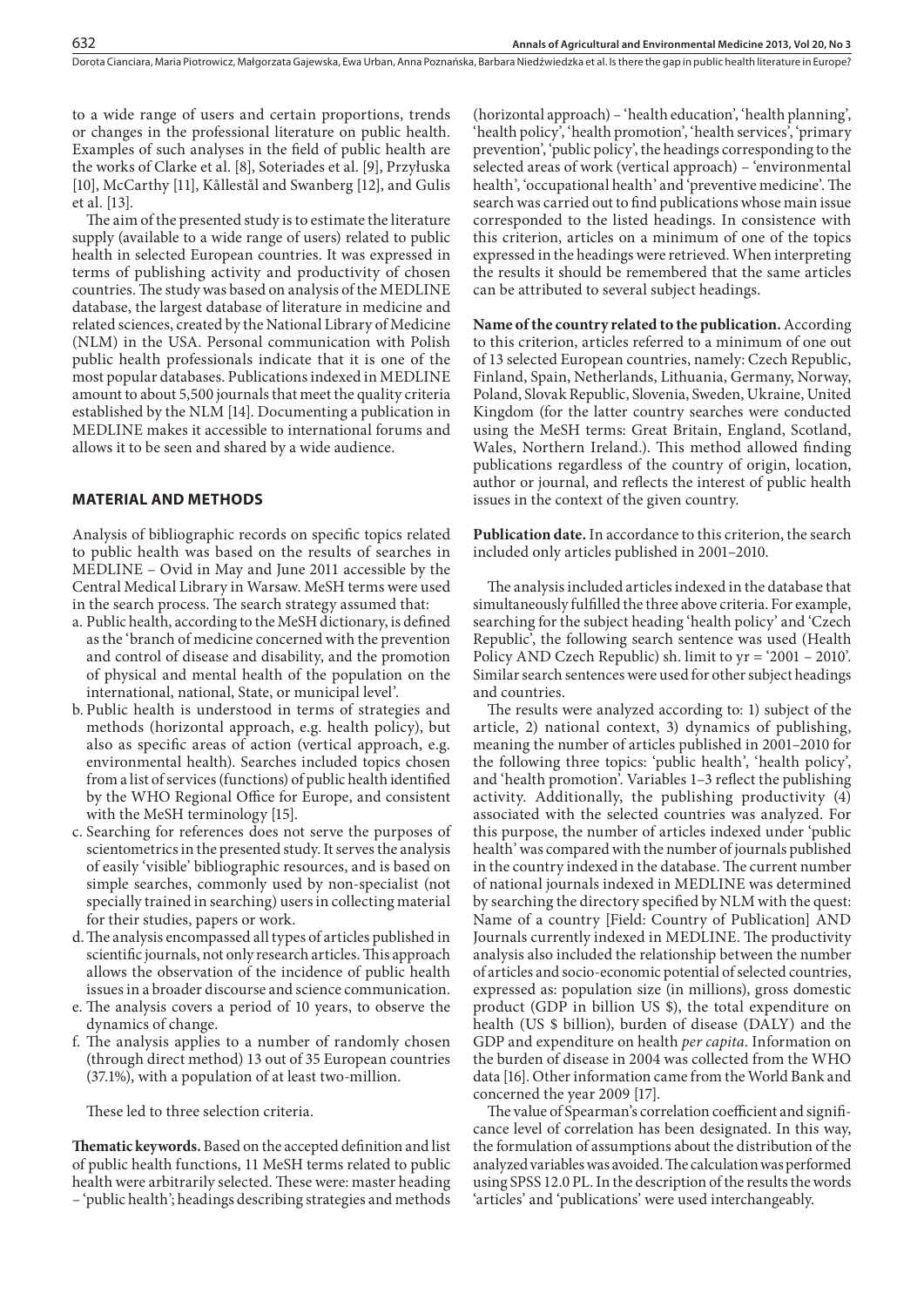to a wide range of users and certain proportions, trends or changes in the professional literature on public health. Examples of such analyses in the field of public health are the works of Clarke et al. [8], Soteriades et al. [9], Przyłuska [10], McCarthy [11], Källestål and Swanberg [12], and Gulis et al. [13].

The aim of the presented study is to estimate the literature supply (available to a wide range of users) related to public health in selected European countries. It was expressed in terms of publishing activity and productivity of chosen countries. The study was based on analysis of the MEDLINE database, the largest database of literature in medicine and related sciences, created by the National Library of Medicine (NLM) in the USA. Personal communication with Polish public health professionals indicate that it is one of the most popular databases. Publications indexed in MEDLINE amount to about 5,500 journals that meet the quality criteria established by the NLM [14]. Documenting a publication in MEDLINE makes it accessible to international forums and allows it to be seen and shared by a wide audience.

## MATERIAL AND METHODS

Analysis of bibliographic records on specific topics related to public health was based on the results of searches in MEDLINE – Ovid in May and June 2011 accessible by the Central Medical Library in Warsaw. MeSH terms were used in the search process. The search strategy assumed that:

a. Public health, according to the MeSH dictionary, is defined as the 'branch of medicine concerned with the prevention and control of disease and disability, and the promotion of physical and mental health of the population on the international, national, State, or municipal level'.
b. Public health is understood in terms of strategies and methods (horizontal approach, e.g. health policy), but also as specific areas of action (vertical approach, e.g. environmental health). Searches included topics chosen from a list of services (functions) of public health identified by the WHO Regional Office for Europe, and consistent with the MeSH terminology [15].
c. Searching for references does not serve the purposes of scientometrics in the presented study. It serves the analysis of easily 'visible' bibliographic resources, and is based on simple searches, commonly used by non-specialist (not specially trained in searching) users in collecting material for their studies, papers or work.
d. The analysis encompassed all types of articles published in scientific journals, not only research articles. This approach allows the observation of the incidence of public health issues in a broader discourse and science communication.
e. The analysis covers a period of 10 years, to observe the dynamics of change.
f. The analysis applies to a number of randomly chosen (through direct method) 13 out of 35 European countries (37.1%), with a population of at least two-million.

These led to three selection criteria.

**Thematic keywords.** Based on the accepted definition and list of public health functions, 11 MeSH terms related to public health were arbitrarily selected. These were: master heading – 'public health'; headings describing strategies and methods (horizontal approach) – 'health education', 'health planning', 'health policy', 'health promotion', 'health services', 'primary prevention', 'public policy', the headings corresponding to the selected areas of work (vertical approach) – 'environmental health', 'occupational health' and 'preventive medicine'. The search was carried out to find publications whose main issue corresponded to the listed headings. In consistence with this criterion, articles on a minimum of one of the topics expressed in the headings were retrieved. When interpreting the results it should be remembered that the same articles can be attributed to several subject headings.

**Name of the country related to the publication.** According to this criterion, articles referred to a minimum of one out of 13 selected European countries, namely: Czech Republic, Finland, Spain, Netherlands, Lithuania, Germany, Norway, Poland, Slovak Republic, Slovenia, Sweden, Ukraine, United Kingdom (for the latter country searches were conducted using the MeSH terms: Great Britain, England, Scotland, Wales, Northern Ireland.). This method allowed finding publications regardless of the country of origin, location, author or journal, and reflects the interest of public health issues in the context of the given country.

**Publication date.** In accordance to this criterion, the search included only articles published in 2001–2010.

The analysis included articles indexed in the database that simultaneously fulfilled the three above criteria. For example, searching for the subject heading 'health policy' and 'Czech Republic', the following search sentence was used (Health Policy AND Czech Republic) sh. limit to yr = '2001 – 2010'. Similar search sentences were used for other subject headings and countries.

The results were analyzed according to: 1) subject of the article, 2) national context, 3) dynamics of publishing, meaning the number of articles published in 2001–2010 for the following three topics: 'public health', 'health policy', and 'health promotion'. Variables 1–3 reflect the publishing activity. Additionally, the publishing productivity (4) associated with the selected countries was analyzed. For this purpose, the number of articles indexed under 'public health' was compared with the number of journals published in the country indexed in the database. The current number of national journals indexed in MEDLINE was determined by searching the directory specified by NLM with the quest: Name of a country [Field: Country of Publication] AND Journals currently indexed in MEDLINE. The productivity analysis also included the relationship between the number of articles and socio-economic potential of selected countries, expressed as: population size (in millions), gross domestic product (GDP in billion US $), the total expenditure on health (US $ billion), burden of disease (DALY) and the GDP and expenditure on health *per capita*. Information on the burden of disease in 2004 was collected from the WHO data [16]. Other information came from the World Bank and concerned the year 2009 [17].

The value of Spearman's correlation coefficient and significance level of correlation has been designated. In this way, the formulation of assumptions about the distribution of the analyzed variables was avoided. The calculation was performed using SPSS 12.0 PL. In the description of the results the words 'articles' and 'publications' were used interchangeably.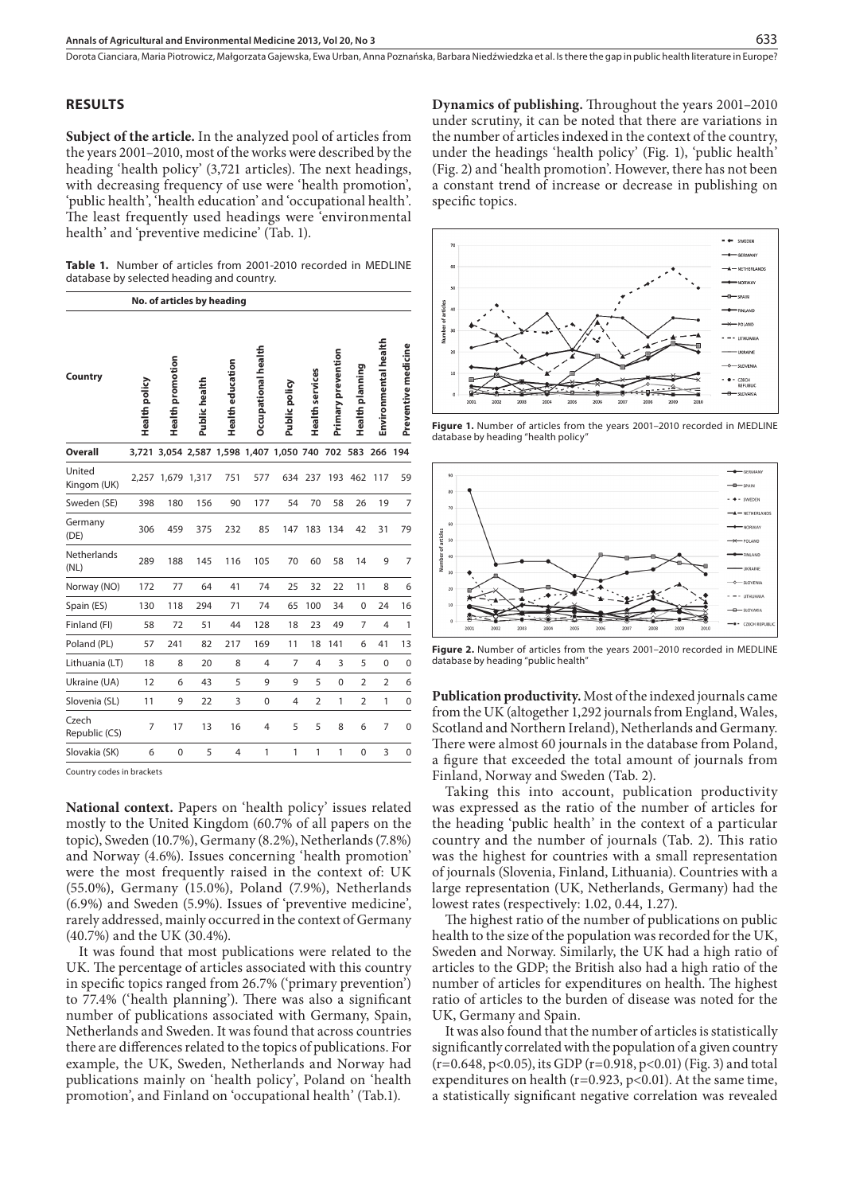## RESULTS

**Subject of the article.** In the analyzed pool of articles from the years 2001–2010, most of the works were described by the heading 'health policy' (3,721 articles). The next headings, with decreasing frequency of use were 'health promotion', 'public health', 'health education' and 'occupational health'. The least frequently used headings were 'environmental health' and 'preventive medicine' (Tab. 1).

**Table 1.** Number of articles from 2001-2010 recorded in MEDLINE database by selected heading and country.

| Country | No. of articles by heading | | | | | | | | | | |
|---|---|---|---|---|---|---|---|---|---|---|---|
| | Health policy | Health promotion | Public health | Health education | Occupational health | Public policy | Health services | Primary prevention | Health planning | Environmental health | Preventive medicine |
| **Overall** | 3,721 | 3,054 | 2,587 | 1,598 | 1,407 | 1,050 | 740 | 702 | 583 | 266 | 194 |
| United Kingom (UK) | 2,257 | 1,679 | 1,317 | 751 | 577 | 634 | 237 | 193 | 462 | 117 | 59 |
| Sweden (SE) | 398 | 180 | 156 | 90 | 177 | 54 | 70 | 58 | 26 | 19 | 7 |
| Germany (DE) | 306 | 459 | 375 | 232 | 85 | 147 | 183 | 134 | 42 | 31 | 79 |
| Netherlands (NL) | 289 | 188 | 145 | 116 | 105 | 70 | 60 | 58 | 14 | 9 | 7 |
| Norway (NO) | 172 | 77 | 64 | 41 | 74 | 25 | 32 | 22 | 11 | 8 | 6 |
| Spain (ES) | 130 | 118 | 294 | 71 | 74 | 65 | 100 | 34 | 0 | 24 | 16 |
| Finland (FI) | 58 | 72 | 51 | 44 | 128 | 18 | 23 | 49 | 7 | 4 | 1 |
| Poland (PL) | 57 | 241 | 82 | 217 | 169 | 11 | 18 | 141 | 6 | 41 | 13 |
| Lithuania (LT) | 18 | 8 | 20 | 8 | 4 | 7 | 4 | 3 | 5 | 0 | 0 |
| Ukraine (UA) | 12 | 6 | 43 | 5 | 9 | 9 | 5 | 0 | 2 | 2 | 6 |
| Slovenia (SL) | 11 | 9 | 22 | 3 | 0 | 4 | 2 | 1 | 2 | 1 | 0 |
| Czech Republic (CS) | 7 | 17 | 13 | 16 | 4 | 5 | 5 | 8 | 6 | 7 | 0 |
| Slovakia (SK) | 6 | 0 | 5 | 4 | 1 | 1 | 1 | 1 | 0 | 3 | 0 |

Country codes in brackets

**National context.** Papers on 'health policy' issues related mostly to the United Kingdom (60.7% of all papers on the topic), Sweden (10.7%), Germany (8.2%), Netherlands (7.8%) and Norway (4.6%). Issues concerning 'health promotion' were the most frequently raised in the context of: UK (55.0%), Germany (15.0%), Poland (7.9%), Netherlands (6.9%) and Sweden (5.9%). Issues of 'preventive medicine', rarely addressed, mainly occurred in the context of Germany (40.7%) and the UK (30.4%).

It was found that most publications were related to the UK. The percentage of articles associated with this country in specific topics ranged from 26.7% ('primary prevention') to 77.4% ('health planning'). There was also a significant number of publications associated with Germany, Spain, Netherlands and Sweden. It was found that across countries there are differences related to the topics of publications. For example, the UK, Sweden, Netherlands and Norway had publications mainly on 'health policy', Poland on 'health promotion', and Finland on 'occupational health' (Tab.1).

**Dynamics of publishing.** Throughout the years 2001–2010 under scrutiny, it can be noted that there are variations in the number of articles indexed in the context of the country, under the headings 'health policy' (Fig. 1), 'public health' (Fig. 2) and 'health promotion'. However, there has not been a constant trend of increase or decrease in publishing on specific topics.

**Figure 1.** Number of articles from the years 2001–2010 recorded in MEDLINE database by heading "health policy"

**Figure 2.** Number of articles from the years 2001–2010 recorded in MEDLINE database by heading "public health"

**Publication productivity.** Most of the indexed journals came from the UK (altogether 1,292 journals from England, Wales, Scotland and Northern Ireland), Netherlands and Germany. There were almost 60 journals in the database from Poland, a figure that exceeded the total amount of journals from Finland, Norway and Sweden (Tab. 2).

Taking this into account, publication productivity was expressed as the ratio of the number of articles for the heading 'public health' in the context of a particular country and the number of journals (Tab. 2). This ratio was the highest for countries with a small representation of journals (Slovenia, Finland, Lithuania). Countries with a large representation (UK, Netherlands, Germany) had the lowest rates (respectively: 1.02, 0.44, 1.27).

The highest ratio of the number of publications on public health to the size of the population was recorded for the UK, Sweden and Norway. Similarly, the UK had a high ratio of articles to the GDP; the British also had a high ratio of the number of articles for expenditures on health. The highest ratio of articles to the burden of disease was noted for the UK, Germany and Spain.

It was also found that the number of articles is statistically significantly correlated with the population of a given country ($r=0.648$, $p<0.05$), its GDP ($r=0.918$, $p<0.01$) (Fig. 3) and total expenditures on health ($r=0.923$, $p<0.01$). At the same time, a statistically significant negative correlation was revealed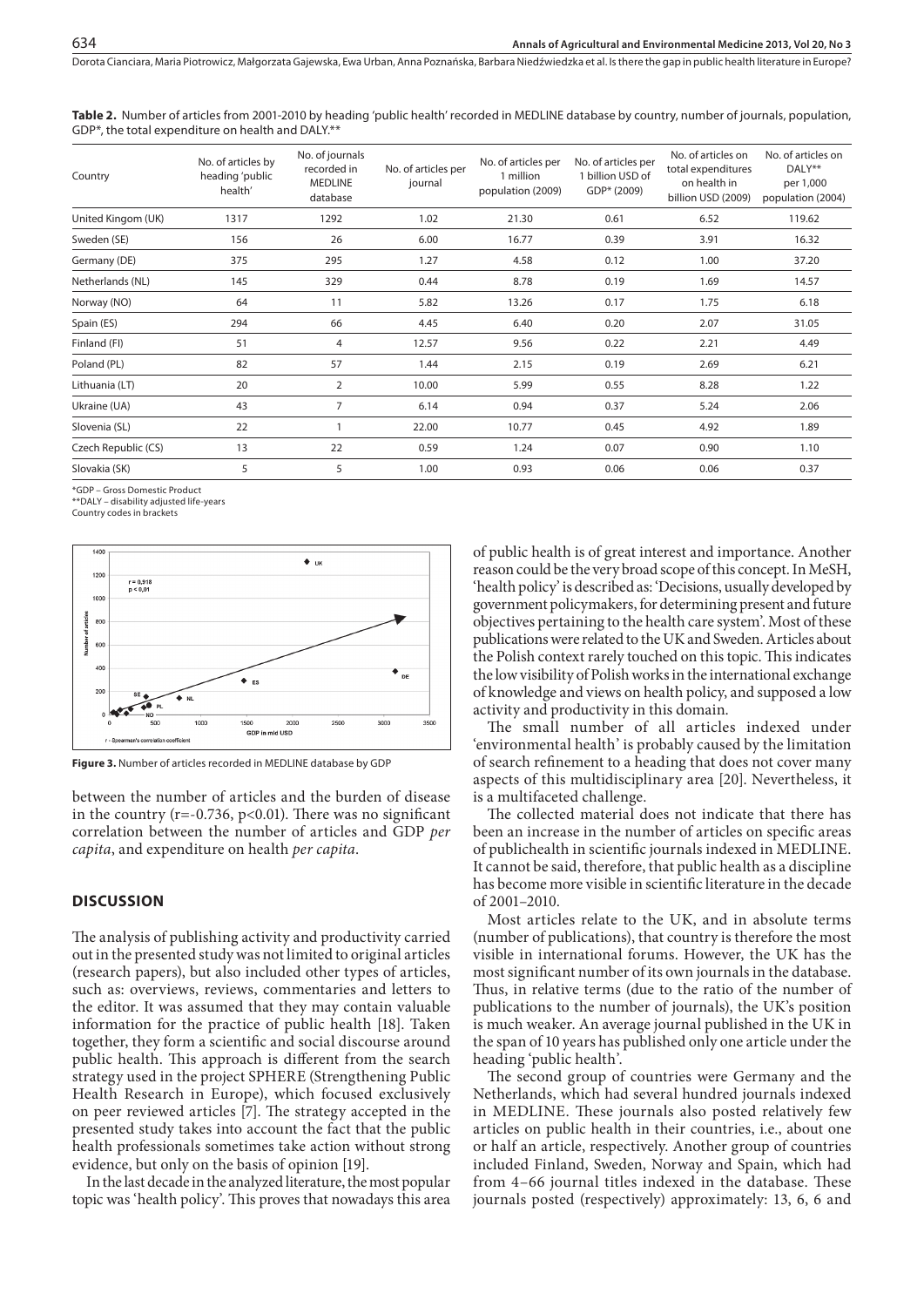**Table 2.** Number of articles from 2001-2010 by heading 'public health' recorded in MEDLINE database by country, number of journals, population, GDP*, the total expenditure on health and DALY.**

| Country | No. of articles by heading 'public health' | No. of journals recorded in MEDLINE database | No. of articles per journal | No. of articles per 1 million population (2009) | No. of articles per 1 billion USD of GDP* (2009) | No. of articles on total expenditures on health in billion USD (2009) | No. of articles on DALY** per 1,000 population (2004) |
|---|---|---|---|---|---|---|---|
| United Kingom (UK) | 1317 | 1292 | 1.02 | 21.30 | 0.61 | 6.52 | 119.62 |
| Sweden (SE) | 156 | 26 | 6.00 | 16.77 | 0.39 | 3.91 | 16.32 |
| Germany (DE) | 375 | 295 | 1.27 | 4.58 | 0.12 | 1.00 | 37.20 |
| Netherlands (NL) | 145 | 329 | 0.44 | 8.78 | 0.19 | 1.69 | 14.57 |
| Norway (NO) | 64 | 11 | 5.82 | 13.26 | 0.17 | 1.75 | 6.18 |
| Spain (ES) | 294 | 66 | 4.45 | 6.40 | 0.20 | 2.07 | 31.05 |
| Finland (FI) | 51 | 4 | 12.57 | 9.56 | 0.22 | 2.21 | 4.49 |
| Poland (PL) | 82 | 57 | 1.44 | 2.15 | 0.19 | 2.69 | 6.21 |
| Lithuania (LT) | 20 | 2 | 10.00 | 5.99 | 0.55 | 8.28 | 1.22 |
| Ukraine (UA) | 43 | 7 | 6.14 | 0.94 | 0.37 | 5.24 | 2.06 |
| Slovenia (SL) | 22 | 1 | 22.00 | 10.77 | 0.45 | 4.92 | 1.89 |
| Czech Republic (CS) | 13 | 22 | 0.59 | 1.24 | 0.07 | 0.90 | 1.10 |
| Slovakia (SK) | 5 | 5 | 1.00 | 0.93 | 0.06 | 0.06 | 0.37 |

*GDP – Gross Domestic Product
**DALY – disability adjusted life-years
Country codes in brackets

**Figure 3.** Number of articles recorded in MEDLINE database by GDP

between the number of articles and the burden of disease in the country ($r=-0.736$, $p<0.01$). There was no significant correlation between the number of articles and GDP *per capita*, and expenditure on health *per capita*.

## DISCUSSION

The analysis of publishing activity and productivity carried out in the presented study was not limited to original articles (research papers), but also included other types of articles, such as: overviews, reviews, commentaries and letters to the editor. It was assumed that they may contain valuable information for the practice of public health [18]. Taken together, they form a scientific and social discourse around public health. This approach is different from the search strategy used in the project SPHERE (Strengthening Public Health Research in Europe), which focused exclusively on peer reviewed articles [7]. The strategy accepted in the presented study takes into account the fact that the public health professionals sometimes take action without strong evidence, but only on the basis of opinion [19].

In the last decade in the analyzed literature, the most popular topic was 'health policy'. This proves that nowadays this area of public health is of great interest and importance. Another reason could be the very broad scope of this concept. In MeSH, 'health policy' is described as: 'Decisions, usually developed by government policymakers, for determining present and future objectives pertaining to the health care system'. Most of these publications were related to the UK and Sweden. Articles about the Polish context rarely touched on this topic. This indicates the low visibility of Polish works in the international exchange of knowledge and views on health policy, and supposed a low activity and productivity in this domain.

The small number of all articles indexed under 'environmental health' is probably caused by the limitation of search refinement to a heading that does not cover many aspects of this multidisciplinary area [20]. Nevertheless, it is a multifaceted challenge.

The collected material does not indicate that there has been an increase in the number of articles on specific areas of publichealth in scientific journals indexed in MEDLINE. It cannot be said, therefore, that public health as a discipline has become more visible in scientific literature in the decade of 2001–2010.

Most articles relate to the UK, and in absolute terms (number of publications), that country is therefore the most visible in international forums. However, the UK has the most significant number of its own journals in the database. Thus, in relative terms (due to the ratio of the number of publications to the number of journals), the UK's position is much weaker. An average journal published in the UK in the span of 10 years has published only one article under the heading 'public health'.

The second group of countries were Germany and the Netherlands, which had several hundred journals indexed in MEDLINE. These journals also posted relatively few articles on public health in their countries, i.e., about one or half an article, respectively. Another group of countries included Finland, Sweden, Norway and Spain, which had from 4–66 journal titles indexed in the database. These journals posted (respectively) approximately: 13, 6, 6 and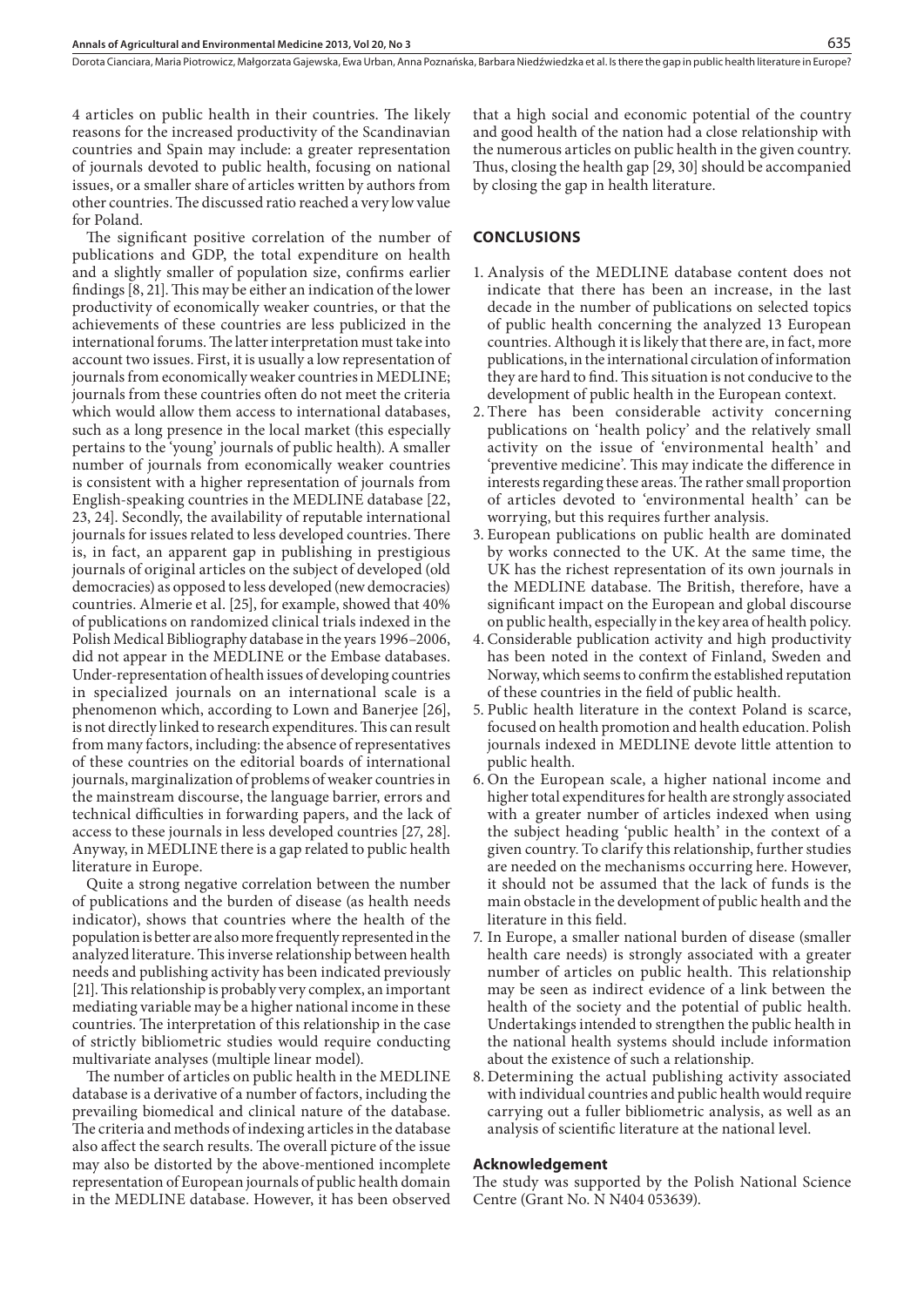4 articles on public health in their countries. The likely reasons for the increased productivity of the Scandinavian countries and Spain may include: a greater representation of journals devoted to public health, focusing on national issues, or a smaller share of articles written by authors from other countries. The discussed ratio reached a very low value for Poland.

The significant positive correlation of the number of publications and GDP, the total expenditure on health and a slightly smaller of population size, confirms earlier findings [8, 21]. This may be either an indication of the lower productivity of economically weaker countries, or that the achievements of these countries are less publicized in the international forums. The latter interpretation must take into account two issues. First, it is usually a low representation of journals from economically weaker countries in MEDLINE; journals from these countries often do not meet the criteria which would allow them access to international databases, such as a long presence in the local market (this especially pertains to the 'young' journals of public health). A smaller number of journals from economically weaker countries is consistent with a higher representation of journals from English-speaking countries in the MEDLINE database [22, 23, 24]. Secondly, the availability of reputable international journals for issues related to less developed countries. There is, in fact, an apparent gap in publishing in prestigious journals of original articles on the subject of developed (old democracies) as opposed to less developed (new democracies) countries. Almerie et al. [25], for example, showed that 40% of publications on randomized clinical trials indexed in the Polish Medical Bibliography database in the years 1996–2006, did not appear in the MEDLINE or the Embase databases. Under-representation of health issues of developing countries in specialized journals on an international scale is a phenomenon which, according to Lown and Banerjee [26], is not directly linked to research expenditures. This can result from many factors, including: the absence of representatives of these countries on the editorial boards of international journals, marginalization of problems of weaker countries in the mainstream discourse, the language barrier, errors and technical difficulties in forwarding papers, and the lack of access to these journals in less developed countries [27, 28]. Anyway, in MEDLINE there is a gap related to public health literature in Europe.

Quite a strong negative correlation between the number of publications and the burden of disease (as health needs indicator), shows that countries where the health of the population is better are also more frequently represented in the analyzed literature. This inverse relationship between health needs and publishing activity has been indicated previously [21]. This relationship is probably very complex, an important mediating variable may be a higher national income in these countries. The interpretation of this relationship in the case of strictly bibliometric studies would require conducting multivariate analyses (multiple linear model).

The number of articles on public health in the MEDLINE database is a derivative of a number of factors, including the prevailing biomedical and clinical nature of the database. The criteria and methods of indexing articles in the database also affect the search results. The overall picture of the issue may also be distorted by the above-mentioned incomplete representation of European journals of public health domain in the MEDLINE database. However, it has been observed that a high social and economic potential of the country and good health of the nation had a close relationship with the numerous articles on public health in the given country. Thus, closing the health gap [29, 30] should be accompanied by closing the gap in health literature.

## CONCLUSIONS

1. Analysis of the MEDLINE database content does not indicate that there has been an increase, in the last decade in the number of publications on selected topics of public health concerning the analyzed 13 European countries. Although it is likely that there are, in fact, more publications, in the international circulation of information they are hard to find. This situation is not conducive to the development of public health in the European context.
2. There has been considerable activity concerning publications on 'health policy' and the relatively small activity on the issue of 'environmental health' and 'preventive medicine'. This may indicate the difference in interests regarding these areas. The rather small proportion of articles devoted to 'environmental health' can be worrying, but this requires further analysis.
3. European publications on public health are dominated by works connected to the UK. At the same time, the UK has the richest representation of its own journals in the MEDLINE database. The British, therefore, have a significant impact on the European and global discourse on public health, especially in the key area of health policy.
4. Considerable publication activity and high productivity has been noted in the context of Finland, Sweden and Norway, which seems to confirm the established reputation of these countries in the field of public health.
5. Public health literature in the context Poland is scarce, focused on health promotion and health education. Polish journals indexed in MEDLINE devote little attention to public health.
6. On the European scale, a higher national income and higher total expenditures for health are strongly associated with a greater number of articles indexed when using the subject heading 'public health' in the context of a given country. To clarify this relationship, further studies are needed on the mechanisms occurring here. However, it should not be assumed that the lack of funds is the main obstacle in the development of public health and the literature in this field.
7. In Europe, a smaller national burden of disease (smaller health care needs) is strongly associated with a greater number of articles on public health. This relationship may be seen as indirect evidence of a link between the health of the society and the potential of public health. Undertakings intended to strengthen the public health in the national health systems should include information about the existence of such a relationship.
8. Determining the actual publishing activity associated with individual countries and public health would require carrying out a fuller bibliometric analysis, as well as an analysis of scientific literature at the national level.

### Acknowledgement

The study was supported by the Polish National Science Centre (Grant No. N N404 053639).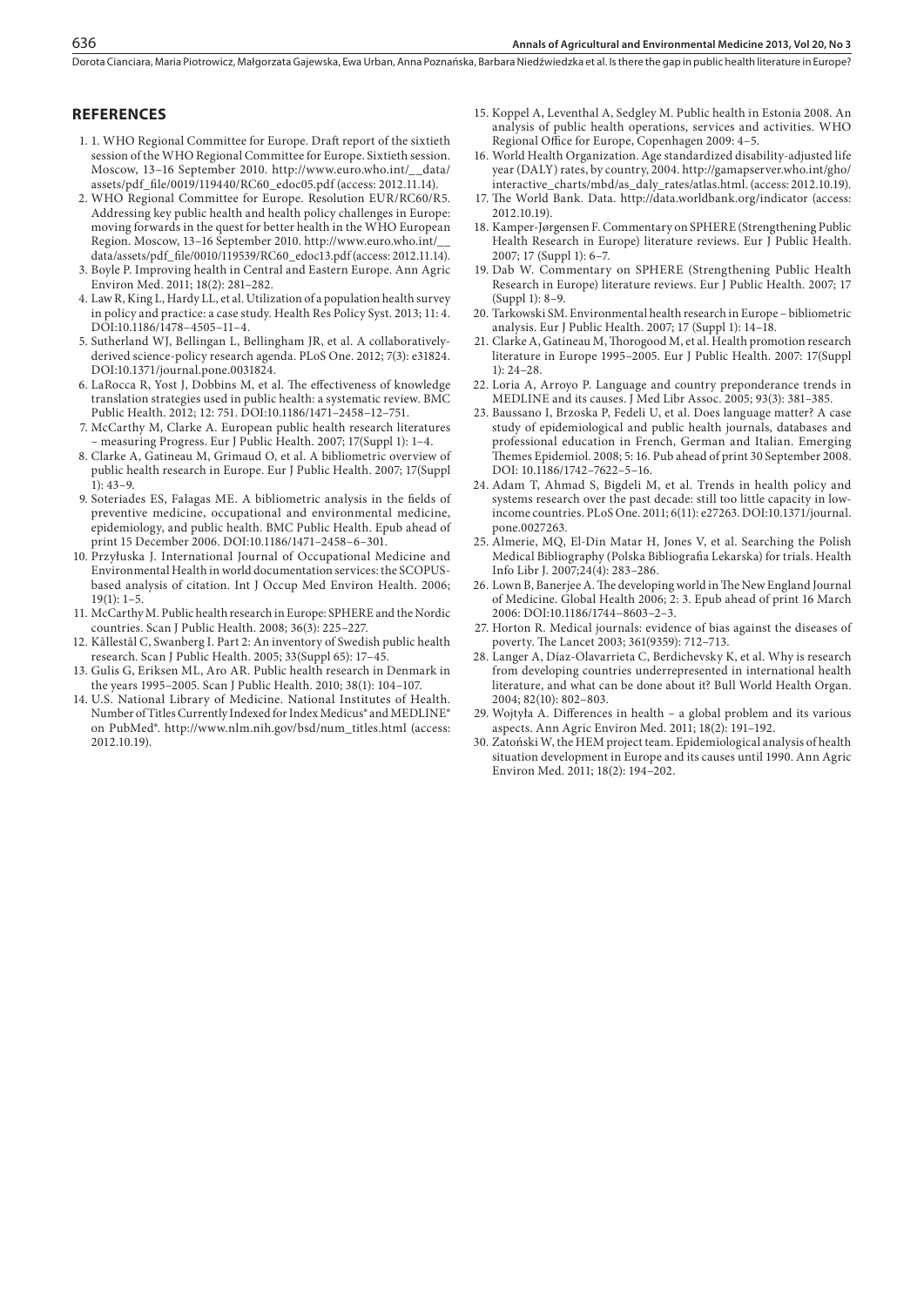## REFERENCES

1. 1. WHO Regional Committee for Europe. Draft report of the sixtieth session of the WHO Regional Committee for Europe. Sixtieth session. Moscow, 13–16 September 2010. http://www.euro.who.int/__data/assets/pdf_file/0019/119440/RC60_edoc05.pdf (access: 2012.11.14).
2. WHO Regional Committee for Europe. Resolution EUR/RC60/R5. Addressing key public health and health policy challenges in Europe: moving forwards in the quest for better health in the WHO European Region. Moscow, 13–16 September 2010. http://www.euro.who.int/__data/assets/pdf_file/0010/119539/RC60_edoc13.pdf (access: 2012.11.14).
3. Boyle P. Improving health in Central and Eastern Europe. Ann Agric Environ Med. 2011; 18(2): 281–282.
4. Law R, King L, Hardy LL, et al. Utilization of a population health survey in policy and practice: a case study. Health Res Policy Syst. 2013; 11: 4. DOI:10.1186/1478–4505–11–4.
5. Sutherland WJ, Bellingan L, Bellingham JR, et al. A collaboratively-derived science-policy research agenda. PLoS One. 2012; 7(3): e31824. DOI:10.1371/journal.pone.0031824.
6. LaRocca R, Yost J, Dobbins M, et al. The effectiveness of knowledge translation strategies used in public health: a systematic review. BMC Public Health. 2012; 12: 751. DOI:10.1186/1471–2458–12–751.
7. McCarthy M, Clarke A. European public health research literatures – measuring Progress. Eur J Public Health. 2007; 17(Suppl 1): 1–4.
8. Clarke A, Gatineau M, Grimaud O, et al. A bibliometric overview of public health research in Europe. Eur J Public Health. 2007; 17(Suppl 1): 43–9.
9. Soteriades ES, Falagas ME. A bibliometric analysis in the fields of preventive medicine, occupational and environmental medicine, epidemiology, and public health. BMC Public Health. Epub ahead of print 15 December 2006. DOI:10.1186/1471–2458–6–301.
10. Przyłuska J. International Journal of Occupational Medicine and Environmental Health in world documentation services: the SCOPUS-based analysis of citation. Int J Occup Med Environ Health. 2006; 19(1): 1–5.
11. McCarthy M. Public health research in Europe: SPHERE and the Nordic countries. Scan J Public Health. 2008; 36(3): 225–227.
12. Kållestål C, Swanberg I. Part 2: An inventory of Swedish public health research. Scan J Public Health. 2005; 33(Suppl 65): 17–45.
13. Gulis G, Eriksen ML, Aro AR. Public health research in Denmark in the years 1995–2005. Scan J Public Health. 2010; 38(1): 104–107.
14. U.S. National Library of Medicine. National Institutes of Health. Number of Titles Currently Indexed for Index Medicus® and MEDLINE® on PubMed®. http://www.nlm.nih.gov/bsd/num_titles.html (access: 2012.10.19).
15. Koppel A, Leventhal A, Sedgley M. Public health in Estonia 2008. An analysis of public health operations, services and activities. WHO Regional Office for Europe, Copenhagen 2009: 4–5.
16. World Health Organization. Age standardized disability-adjusted life year (DALY) rates, by country, 2004. http://gamapserver.who.int/gho/interactive_charts/mbd/as_daly_rates/atlas.html. (access: 2012.10.19).
17. The World Bank. Data. http://data.worldbank.org/indicator (access: 2012.10.19).
18. Kamper-Jørgensen F. Commentary on SPHERE (Strengthening Public Health Research in Europe) literature reviews. Eur J Public Health. 2007; 17 (Suppl 1): 6–7.
19. Dab W. Commentary on SPHERE (Strengthening Public Health Research in Europe) literature reviews. Eur J Public Health. 2007; 17 (Suppl 1): 8–9.
20. Tarkowski SM. Environmental health research in Europe – bibliometric analysis. Eur J Public Health. 2007; 17 (Suppl 1): 14–18.
21. Clarke A, Gatineau M, Thorogood M, et al. Health promotion research literature in Europe 1995–2005. Eur J Public Health. 2007: 17(Suppl 1): 24–28.
22. Loria A, Arroyo P. Language and country preponderance trends in MEDLINE and its causes. J Med Libr Assoc. 2005; 93(3): 381–385.
23. Baussano I, Brzoska P, Fedeli U, et al. Does language matter? A case study of epidemiological and public health journals, databases and professional education in French, German and Italian. Emerging Themes Epidemiol. 2008; 5: 16. Pub ahead of print 30 September 2008. DOI: 10.1186/1742–7622–5–16.
24. Adam T, Ahmad S, Bigdeli M, et al. Trends in health policy and systems research over the past decade: still too little capacity in low-income countries. PLoS One. 2011; 6(11): e27263. DOI:10.1371/journal.pone.0027263.
25. Almerie, MQ, El-Din Matar H, Jones V, et al. Searching the Polish Medical Bibliography (Polska Bibliografia Lekarska) for trials. Health Info Libr J. 2007;24(4): 283–286.
26. Lown B, Banerjee A. The developing world in The New England Journal of Medicine. Global Health 2006; 2: 3. Epub ahead of print 16 March 2006: DOI:10.1186/1744–8603–2–3.
27. Horton R. Medical journals: evidence of bias against the diseases of poverty. The Lancet 2003; 361(9359): 712–713.
28. Langer A, Díaz-Olavarrieta C, Berdichevsky K, et al. Why is research from developing countries underrepresented in international health literature, and what can be done about it? Bull World Health Organ. 2004; 82(10): 802–803.
29. Wojtyła A. Differences in health – a global problem and its various aspects. Ann Agric Environ Med. 2011; 18(2): 191–192.
30. Zatoński W, the HEM project team. Epidemiological analysis of health situation development in Europe and its causes until 1990. Ann Agric Environ Med. 2011; 18(2): 194–202.